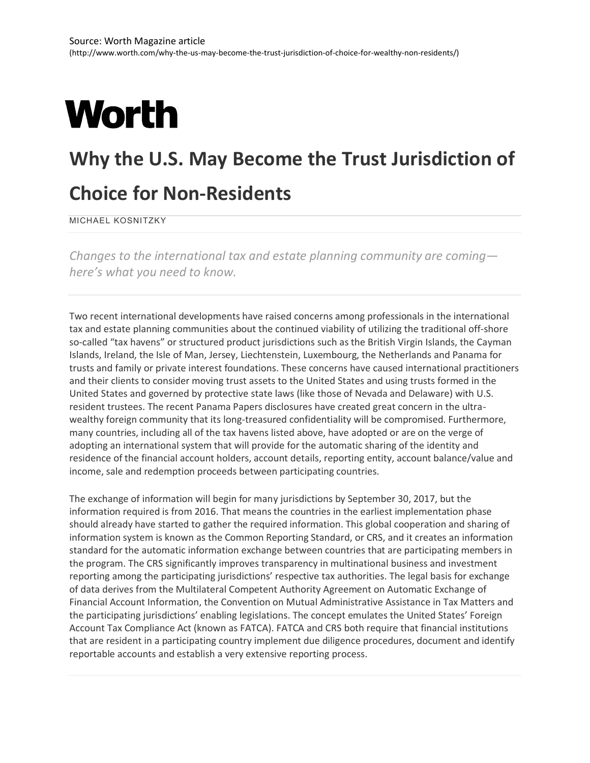Source: Worth Magazine article
(http://www.worth.com/why-the-us-may-become-the-trust-jurisdiction-of-choice-for-wealthy-non-residents/)

# Worth

## Why the U.S. May Become the Trust Jurisdiction of Choice for Non-Residents

MICHAEL KOSNITZKY

*Changes to the international tax and estate planning community are coming—here's what you need to know.*

---

Two recent international developments have raised concerns among professionals in the international tax and estate planning communities about the continued viability of utilizing the traditional off-shore so-called "tax havens" or structured product jurisdictions such as the British Virgin Islands, the Cayman Islands, Ireland, the Isle of Man, Jersey, Liechtenstein, Luxembourg, the Netherlands and Panama for trusts and family or private interest foundations. These concerns have caused international practitioners and their clients to consider moving trust assets to the United States and using trusts formed in the United States and governed by protective state laws (like those of Nevada and Delaware) with U.S. resident trustees. The recent Panama Papers disclosures have created great concern in the ultra-wealthy foreign community that its long-treasured confidentiality will be compromised. Furthermore, many countries, including all of the tax havens listed above, have adopted or are on the verge of adopting an international system that will provide for the automatic sharing of the identity and residence of the financial account holders, account details, reporting entity, account balance/value and income, sale and redemption proceeds between participating countries.

The exchange of information will begin for many jurisdictions by September 30, 2017, but the information required is from 2016. That means the countries in the earliest implementation phase should already have started to gather the required information. This global cooperation and sharing of information system is known as the Common Reporting Standard, or CRS, and it creates an information standard for the automatic information exchange between countries that are participating members in the program. The CRS significantly improves transparency in multinational business and investment reporting among the participating jurisdictions' respective tax authorities. The legal basis for exchange of data derives from the Multilateral Competent Authority Agreement on Automatic Exchange of Financial Account Information, the Convention on Mutual Administrative Assistance in Tax Matters and the participating jurisdictions' enabling legislations. The concept emulates the United States' Foreign Account Tax Compliance Act (known as FATCA). FATCA and CRS both require that financial institutions that are resident in a participating country implement due diligence procedures, document and identify reportable accounts and establish a very extensive reporting process.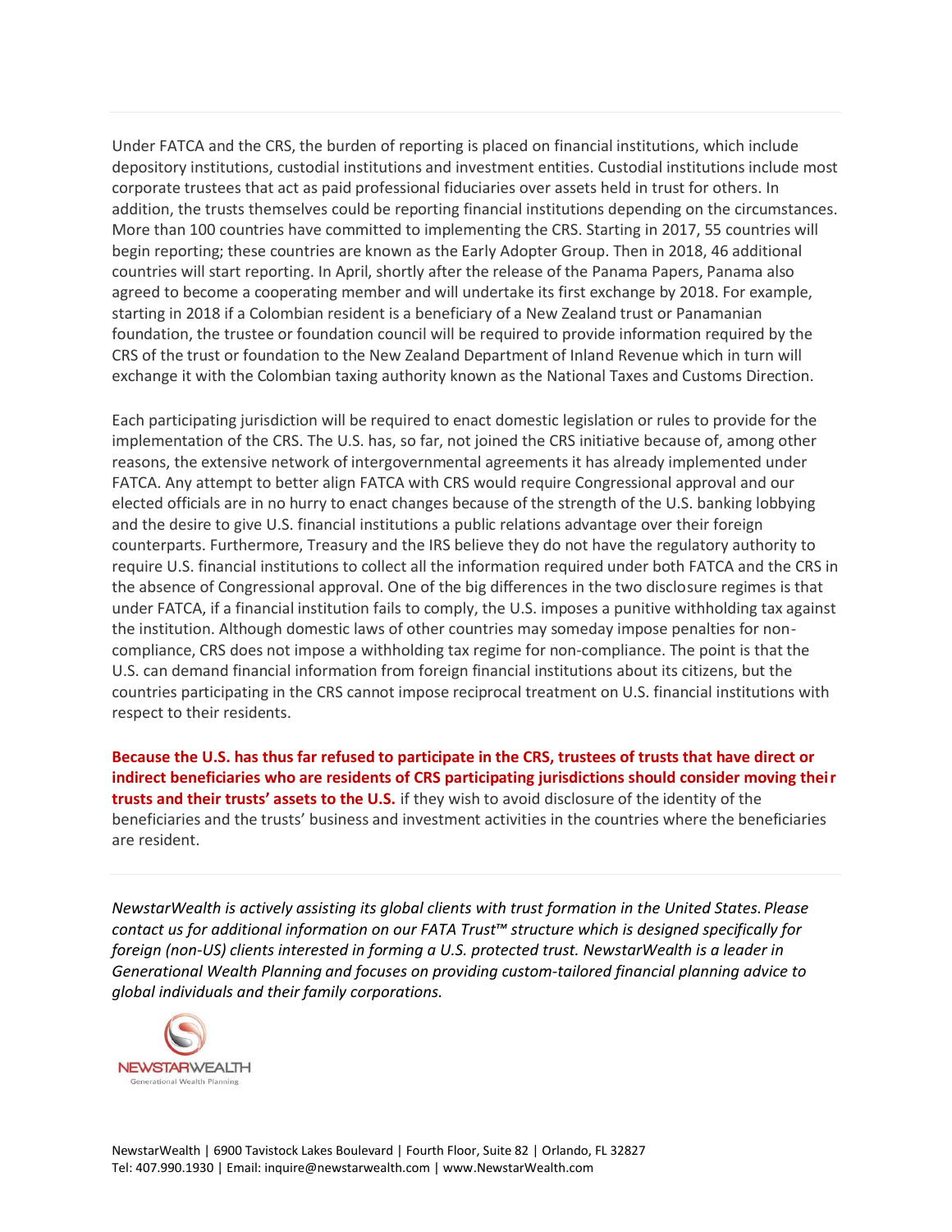Under FATCA and the CRS, the burden of reporting is placed on financial institutions, which include depository institutions, custodial institutions and investment entities. Custodial institutions include most corporate trustees that act as paid professional fiduciaries over assets held in trust for others. In addition, the trusts themselves could be reporting financial institutions depending on the circumstances. More than 100 countries have committed to implementing the CRS. Starting in 2017, 55 countries will begin reporting; these countries are known as the Early Adopter Group. Then in 2018, 46 additional countries will start reporting. In April, shortly after the release of the Panama Papers, Panama also agreed to become a cooperating member and will undertake its first exchange by 2018. For example, starting in 2018 if a Colombian resident is a beneficiary of a New Zealand trust or Panamanian foundation, the trustee or foundation council will be required to provide information required by the CRS of the trust or foundation to the New Zealand Department of Inland Revenue which in turn will exchange it with the Colombian taxing authority known as the National Taxes and Customs Direction.

Each participating jurisdiction will be required to enact domestic legislation or rules to provide for the implementation of the CRS. The U.S. has, so far, not joined the CRS initiative because of, among other reasons, the extensive network of intergovernmental agreements it has already implemented under FATCA. Any attempt to better align FATCA with CRS would require Congressional approval and our elected officials are in no hurry to enact changes because of the strength of the U.S. banking lobbying and the desire to give U.S. financial institutions a public relations advantage over their foreign counterparts. Furthermore, Treasury and the IRS believe they do not have the regulatory authority to require U.S. financial institutions to collect all the information required under both FATCA and the CRS in the absence of Congressional approval. One of the big differences in the two disclosure regimes is that under FATCA, if a financial institution fails to comply, the U.S. imposes a punitive withholding tax against the institution. Although domestic laws of other countries may someday impose penalties for non-compliance, CRS does not impose a withholding tax regime for non-compliance. The point is that the U.S. can demand financial information from foreign financial institutions about its citizens, but the countries participating in the CRS cannot impose reciprocal treatment on U.S. financial institutions with respect to their residents.

**Because the U.S. has thus far refused to participate in the CRS, trustees of trusts that have direct or indirect beneficiaries who are residents of CRS participating jurisdictions should consider moving their trusts and their trusts' assets to the U.S.** if they wish to avoid disclosure of the identity of the beneficiaries and the trusts' business and investment activities in the countries where the beneficiaries are resident.

---

*NewstarWealth is actively assisting its global clients with trust formation in the United States. Please contact us for additional information on our FATA Trust™ structure which is designed specifically for foreign (non-US) clients interested in forming a U.S. protected trust. NewstarWealth is a leader in Generational Wealth Planning and focuses on providing custom-tailored financial planning advice to global individuals and their family corporations.*

NEWSTARWEALTH
Generational Wealth Planning

NewstarWealth | 6900 Tavistock Lakes Boulevard | Fourth Floor, Suite 82 | Orlando, FL 32827
Tel: 407.990.1930 | Email: inquire@newstarwealth.com | www.NewstarWealth.com